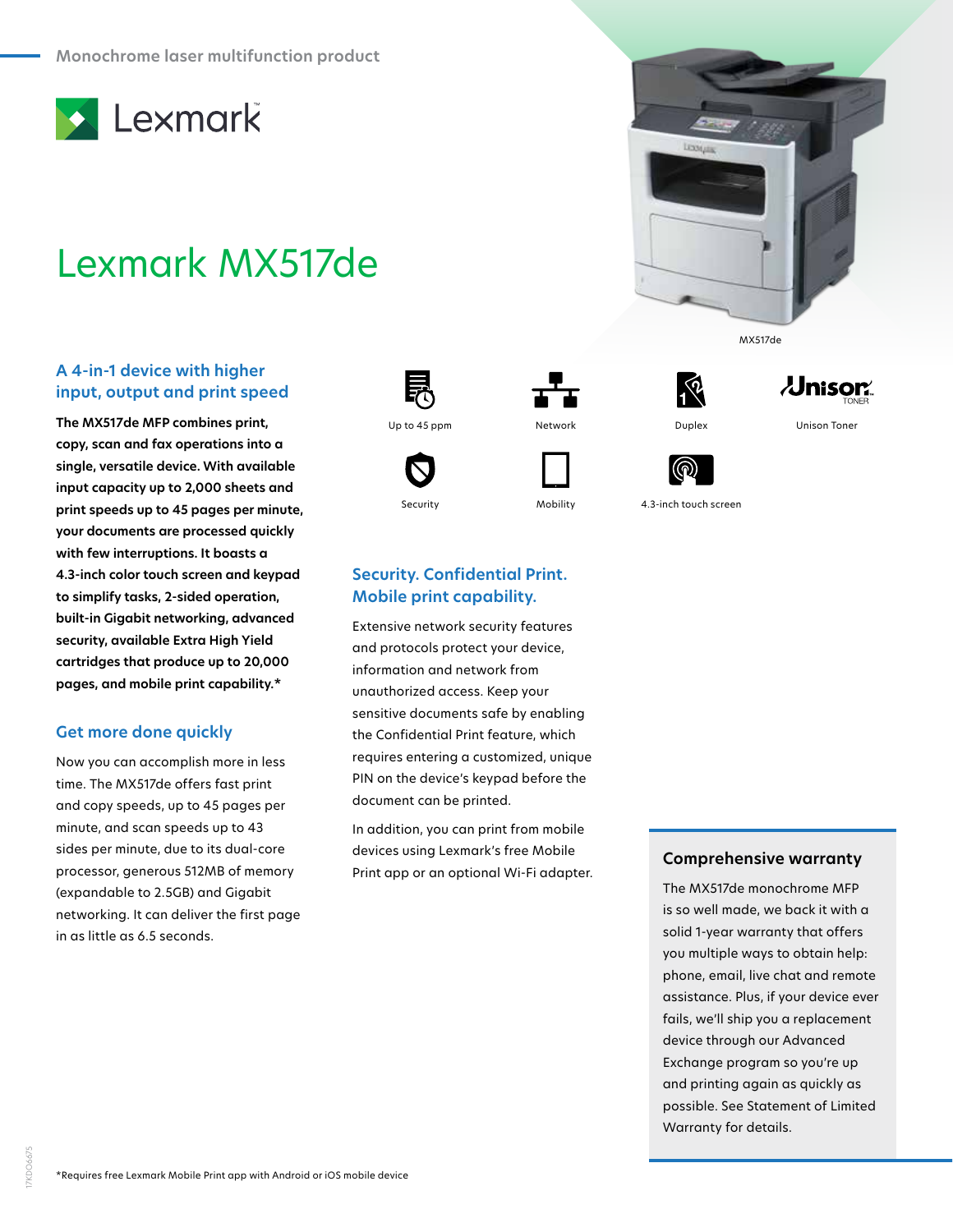Monochrome laser multifunction product

Lexmark

# Lexmark MX517de

MX517de

Up to 45 ppm | Network | Duplex | Unison Toner

Security | Mobility | 4.3-inch touch screen

## A 4-in-1 device with higher input, output and print speed

**The MX517de MFP combines print, copy, scan and fax operations into a single, versatile device. With available input capacity up to 2,000 sheets and print speeds up to 45 pages per minute, your documents are processed quickly with few interruptions. It boasts a 4.3-inch color touch screen and keypad to simplify tasks, 2-sided operation, built-in Gigabit networking, advanced security, available Extra High Yield cartridges that produce up to 20,000 pages, and mobile print capability.***

## Get more done quickly

Now you can accomplish more in less time. The MX517de offers fast print and copy speeds, up to 45 pages per minute, and scan speeds up to 43 sides per minute, due to its dual-core processor, generous 512MB of memory (expandable to 2.5GB) and Gigabit networking. It can deliver the first page in as little as 6.5 seconds.

## Security. Confidential Print. Mobile print capability.

Extensive network security features and protocols protect your device, information and network from unauthorized access. Keep your sensitive documents safe by enabling the Confidential Print feature, which requires entering a customized, unique PIN on the device's keypad before the document can be printed.

In addition, you can print from mobile devices using Lexmark's free Mobile Print app or an optional Wi-Fi adapter.

## Comprehensive warranty

The MX517de monochrome MFP is so well made, we back it with a solid 1-year warranty that offers you multiple ways to obtain help: phone, email, live chat and remote assistance. Plus, if your device ever fails, we'll ship you a replacement device through our Advanced Exchange program so you're up and printing again as quickly as possible. See Statement of Limited Warranty for details.

*Requires free Lexmark Mobile Print app with Android or iOS mobile device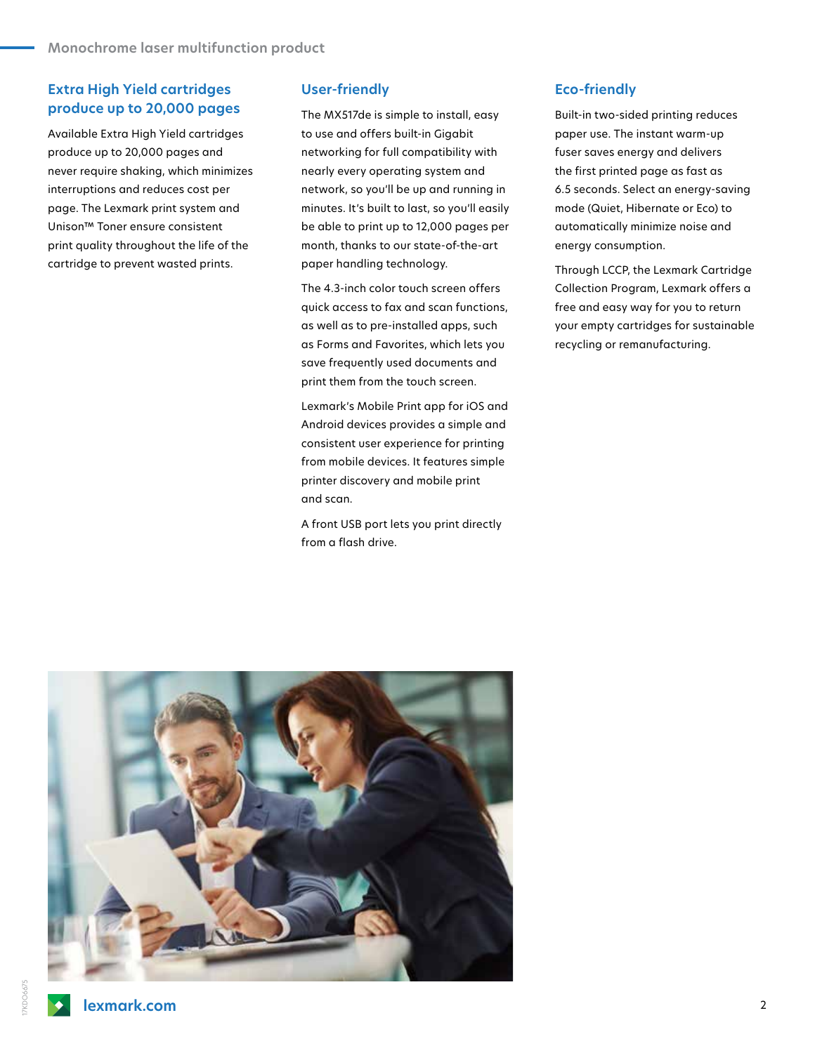## Extra High Yield cartridges produce up to 20,000 pages

Available Extra High Yield cartridges produce up to 20,000 pages and never require shaking, which minimizes interruptions and reduces cost per page. The Lexmark print system and Unison™ Toner ensure consistent print quality throughout the life of the cartridge to prevent wasted prints.

## User-friendly

The MX517de is simple to install, easy to use and offers built-in Gigabit networking for full compatibility with nearly every operating system and network, so you'll be up and running in minutes. It's built to last, so you'll easily be able to print up to 12,000 pages per month, thanks to our state-of-the-art paper handling technology.

The 4.3-inch color touch screen offers quick access to fax and scan functions, as well as to pre-installed apps, such as Forms and Favorites, which lets you save frequently used documents and print them from the touch screen.

Lexmark's Mobile Print app for iOS and Android devices provides a simple and consistent user experience for printing from mobile devices. It features simple printer discovery and mobile print and scan.

A front USB port lets you print directly from a flash drive.

## Eco-friendly

Built-in two-sided printing reduces paper use. The instant warm-up fuser saves energy and delivers the first printed page as fast as 6.5 seconds. Select an energy-saving mode (Quiet, Hibernate or Eco) to automatically minimize noise and energy consumption.

Through LCCP, the Lexmark Cartridge Collection Program, Lexmark offers a free and easy way for you to return your empty cartridges for sustainable recycling or remanufacturing.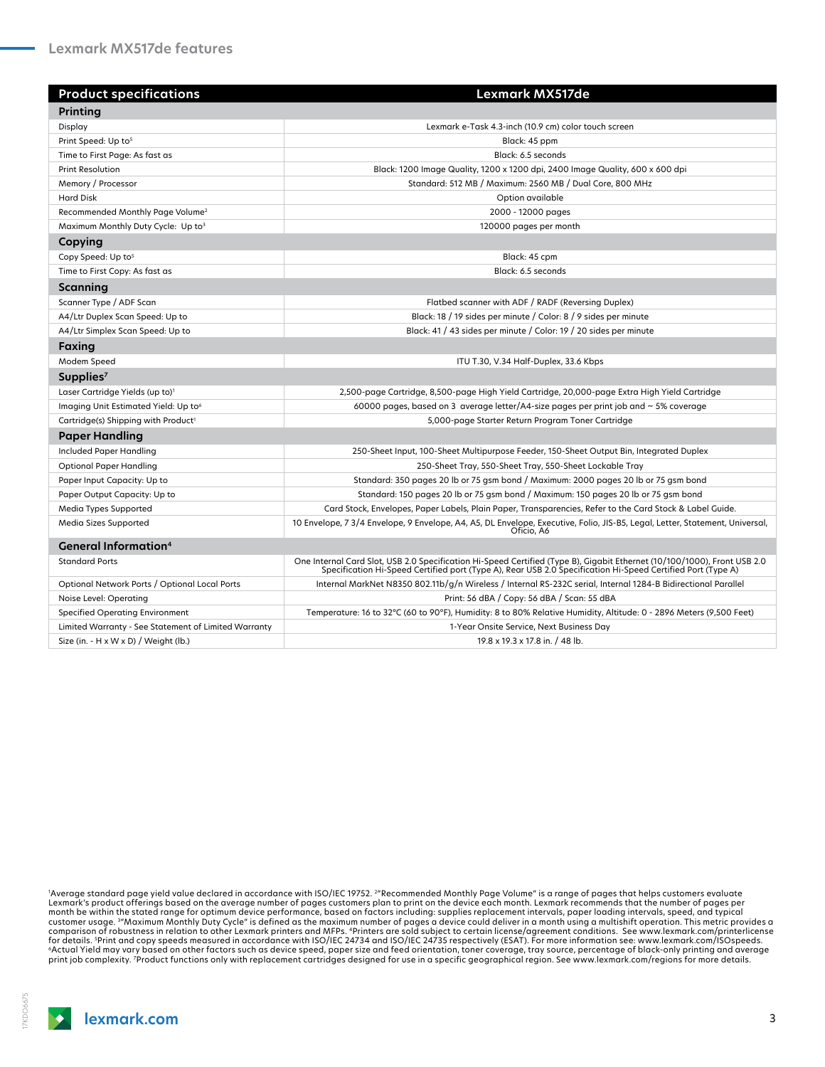## Lexmark MX517de features

| Product specifications | Lexmark MX517de |
|---|---|
| **Printing** | |
| Display | Lexmark e-Task 4.3-inch (10.9 cm) color touch screen |
| Print Speed: Up to[5] | Black: 45 ppm |
| Time to First Page: As fast as | Black: 6.5 seconds |
| Print Resolution | Black: 1200 Image Quality, 1200 x 1200 dpi, 2400 Image Quality, 600 x 600 dpi |
| Memory / Processor | Standard: 512 MB / Maximum: 2560 MB / Dual Core, 800 MHz |
| Hard Disk | Option available |
| Recommended Monthly Page Volume[2] | 2000 - 12000 pages |
| Maximum Monthly Duty Cycle: Up to[3] | 120000 pages per month |
| **Copying** | |
| Copy Speed: Up to[5] | Black: 45 cpm |
| Time to First Copy: As fast as | Black: 6.5 seconds |
| **Scanning** | |
| Scanner Type / ADF Scan | Flatbed scanner with ADF / RADF (Reversing Duplex) |
| A4/Ltr Duplex Scan Speed: Up to | Black: 18 / 19 sides per minute / Color: 8 / 9 sides per minute |
| A4/Ltr Simplex Scan Speed: Up to | Black: 41 / 43 sides per minute / Color: 19 / 20 sides per minute |
| **Faxing** | |
| Modem Speed | ITU T.30, V.34 Half-Duplex, 33.6 Kbps |
| **Supplies[7]** | |
| Laser Cartridge Yields (up to)[1] | 2,500-page Cartridge, 8,500-page High Yield Cartridge, 20,000-page Extra High Yield Cartridge |
| Imaging Unit Estimated Yield: Up to[6] | 60000 pages, based on 3 average letter/A4-size pages per print job and ~ 5% coverage |
| Cartridge(s) Shipping with Product[1] | 5,000-page Starter Return Program Toner Cartridge |
| **Paper Handling** | |
| Included Paper Handling | 250-Sheet Input, 100-Sheet Multipurpose Feeder, 150-Sheet Output Bin, Integrated Duplex |
| Optional Paper Handling | 250-Sheet Tray, 550-Sheet Tray, 550-Sheet Lockable Tray |
| Paper Input Capacity: Up to | Standard: 350 pages 20 lb or 75 gsm bond / Maximum: 2000 pages 20 lb or 75 gsm bond |
| Paper Output Capacity: Up to | Standard: 150 pages 20 lb or 75 gsm bond / Maximum: 150 pages 20 lb or 75 gsm bond |
| Media Types Supported | Card Stock, Envelopes, Paper Labels, Plain Paper, Transparencies, Refer to the Card Stock & Label Guide. |
| Media Sizes Supported | 10 Envelope, 7 3/4 Envelope, 9 Envelope, A4, A5, DL Envelope, Executive, Folio, JIS-B5, Legal, Letter, Statement, Universal, Oficio, A6 |
| **General Information[4]** | |
| Standard Ports | One Internal Card Slot, USB 2.0 Specification Hi-Speed Certified (Type B), Gigabit Ethernet (10/100/1000), Front USB 2.0 Specification Hi-Speed Certified port (Type A), Rear USB 2.0 Specification Hi-Speed Certified Port (Type A) |
| Optional Network Ports / Optional Local Ports | Internal MarkNet N8350 802.11b/g/n Wireless / Internal RS-232C serial, Internal 1284-B Bidirectional Parallel |
| Noise Level: Operating | Print: 56 dBA / Copy: 56 dBA / Scan: 55 dBA |
| Specified Operating Environment | Temperature: 16 to 32°C (60 to 90°F), Humidity: 8 to 80% Relative Humidity, Altitude: 0 - 2896 Meters (9,500 Feet) |
| Limited Warranty - See Statement of Limited Warranty | 1-Year Onsite Service, Next Business Day |
| Size (in. - H x W x D) / Weight (lb.) | 19.8 x 19.3 x 17.8 in. / 48 lb. |

[1]Average standard page yield value declared in accordance with ISO/IEC 19752. [2]"Recommended Monthly Page Volume" is a range of pages that helps customers evaluate Lexmark's product offerings based on the average number of pages customers plan to print on the device each month. Lexmark recommends that the number of pages per month be within the stated range for optimum device performance, based on factors including: supplies replacement intervals, paper loading intervals, speed, and typical customer usage. [3]"Maximum Monthly Duty Cycle" is defined as the maximum number of pages a device could deliver in a month using a multishift operation. This metric provides a comparison of robustness in relation to other Lexmark printers and MFPs. [4]Printers are sold subject to certain license/agreement conditions. See www.lexmark.com/printerlicense for details. [5]Print and copy speeds measured in accordance with ISO/IEC 24734 and ISO/IEC 24735 respectively (ESAT). For more information see: www.lexmark.com/ISOspeeds. [6]Actual Yield may vary based on other factors such as device speed, paper size and feed orientation, toner coverage, tray source, percentage of black-only printing and average print job complexity. [7]Product functions only with replacement cartridges designed for use in a specific geographical region. See www.lexmark.com/regions for more details.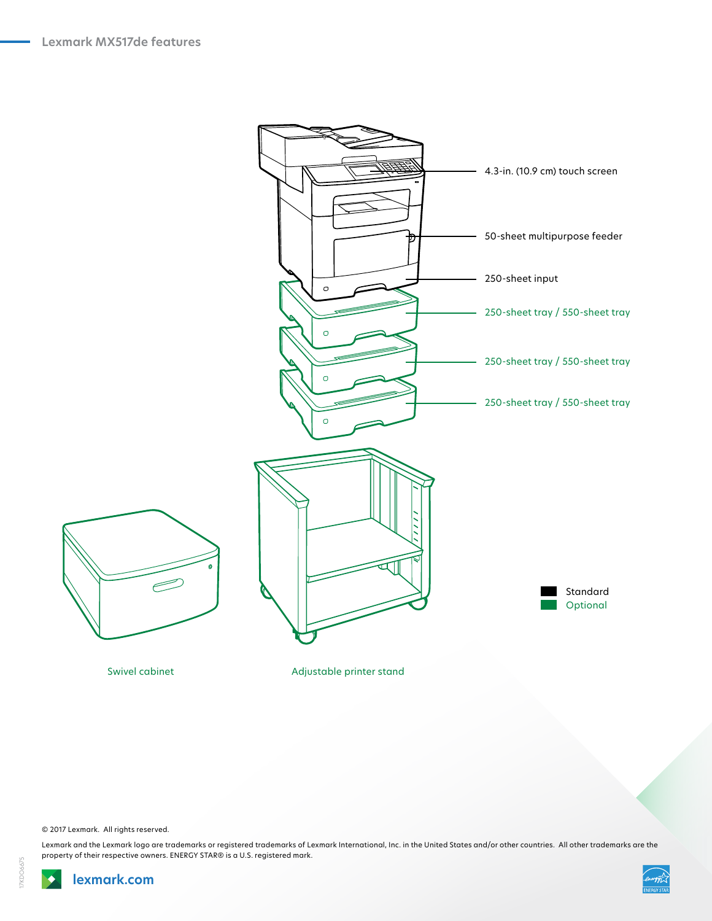## Lexmark MX517de features

4.3-in. (10.9 cm) touch screen

50-sheet multipurpose feeder

250-sheet input

250-sheet tray / 550-sheet tray

250-sheet tray / 550-sheet tray

250-sheet tray / 550-sheet tray

Swivel cabinet

Adjustable printer stand

Standard

Optional

© 2017 Lexmark. All rights reserved.

Lexmark and the Lexmark logo are trademarks or registered trademarks of Lexmark International, Inc. in the United States and/or other countries. All other trademarks are the property of their respective owners. ENERGY STAR® is a U.S. registered mark.

lexmark.com

17KDO6675